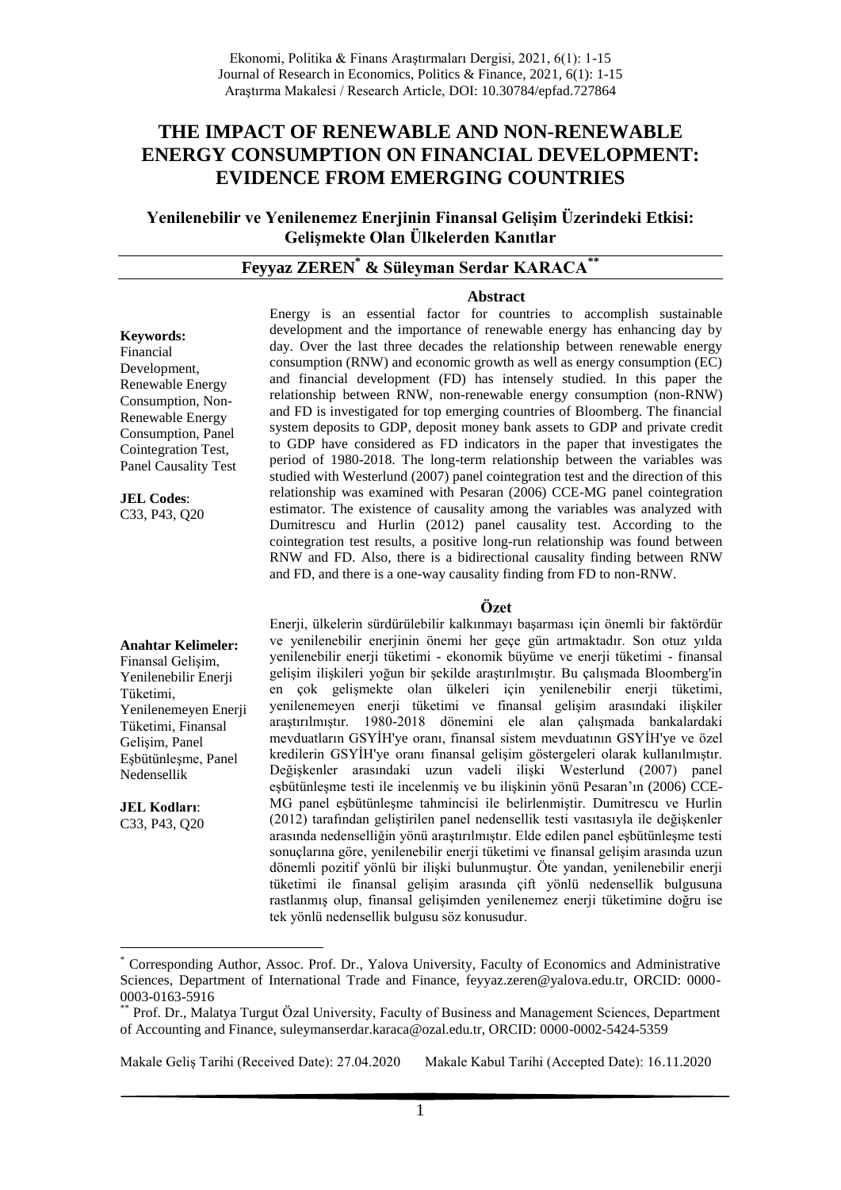# THE IMPACT OF RENEWABLE AND NON-RENEWABLE ENERGY CONSUMPTION ON FINANCIAL DEVELOPMENT: EVIDENCE FROM EMERGING COUNTRIES

## Yenilenebilir ve Yenilenemez Enerjinin Finansal Gelişim Üzerindeki Etkisi: Gelişmekte Olan Ülkelerden Kanıtlar

### Feyyaz ZEREN[*] & Süleyman Serdar KARACA[**]

**Abstract**

Energy is an essential factor for countries to accomplish sustainable development and the importance of renewable energy has enhancing day by day. Over the last three decades the relationship between renewable energy consumption (RNW) and economic growth as well as energy consumption (EC) and financial development (FD) has intensely studied. In this paper the relationship between RNW, non-renewable energy consumption (non-RNW) and FD is investigated for top emerging countries of Bloomberg. The financial system deposits to GDP, deposit money bank assets to GDP and private credit to GDP have considered as FD indicators in the paper that investigates the period of 1980-2018. The long-term relationship between the variables was studied with Westerlund (2007) panel cointegration test and the direction of this relationship was examined with Pesaran (2006) CCE-MG panel cointegration estimator. The existence of causality among the variables was analyzed with Dumitrescu and Hurlin (2012) panel causality test. According to the cointegration test results, a positive long-run relationship was found between RNW and FD. Also, there is a bidirectional causality finding between RNW and FD, and there is a one-way causality finding from FD to non-RNW.

**Keywords:** Financial Development, Renewable Energy Consumption, Non-Renewable Energy Consumption, Panel Cointegration Test, Panel Causality Test

**JEL Codes**: C33, P43, Q20

**Özet**

Enerji, ülkelerin sürdürülebilir kalkınmayı başarması için önemli bir faktördür ve yenilenebilir enerjinin önemi her geçe gün artmaktadır. Son otuz yılda yenilenebilir enerji tüketimi - ekonomik büyüme ve enerji tüketimi - finansal gelişim ilişkileri yoğun bir şekilde araştırılmıştır. Bu çalışmada Bloomberg'in en çok gelişmekte olan ülkeleri için yenilenebilir enerji tüketimi, yenilenemeyen enerji tüketimi ve finansal gelişim arasındaki ilişkiler araştırılmıştır. 1980-2018 dönemini ele alan çalışmada bankalardaki mevduatların GSYİH'ye oranı, finansal sistem mevduatının GSYİH'ye ve özel kredilerin GSYİH'ye oranı finansal gelişim göstergeleri olarak kullanılmıştır. Değişkenler arasındaki uzun vadeli ilişki Westerlund (2007) panel eşbütünleşme testi ile incelenmiş ve bu ilişkinin yönü Pesaran'ın (2006) CCE-MG panel eşbütünleşme tahmincisi ile belirlenmiştir. Dumitrescu ve Hurlin (2012) tarafından geliştirilen panel nedensellik testi vasıtasıyla ile değişkenler arasında nedenselliğin yönü araştırılmıştır. Elde edilen panel eşbütünleşme testi sonuçlarına göre, yenilenebilir enerji tüketimi ve finansal gelişim arasında uzun dönemli pozitif yönlü bir ilişki bulunmuştur. Öte yandan, yenilenebilir enerji tüketimi ile finansal gelişim arasında çift yönlü nedensellik bulgusuna rastlanmış olup, finansal gelişimden yenilenemez enerji tüketimine doğru ise tek yönlü nedensellik bulgusu söz konusudur.

**Anahtar Kelimeler:** Finansal Gelişim, Yenilenebilir Enerji Tüketimi, Yenilenemeyen Enerji Tüketimi, Finansal Gelişim, Panel Eşbütünleşme, Panel Nedensellik

**JEL Kodları**: C33, P43, Q20

---

[*] Corresponding Author, Assoc. Prof. Dr., Yalova University, Faculty of Economics and Administrative Sciences, Department of International Trade and Finance, feyyaz.zeren@yalova.edu.tr, ORCID: 0000-0003-0163-5916

[**] Prof. Dr., Malatya Turgut Özal University, Faculty of Business and Management Sciences, Department of Accounting and Finance, suleymanserdar.karaca@ozal.edu.tr, ORCID: 0000-0002-5424-5359

Makale Geliş Tarihi (Received Date): 27.04.2020 Makale Kabul Tarihi (Accepted Date): 16.11.2020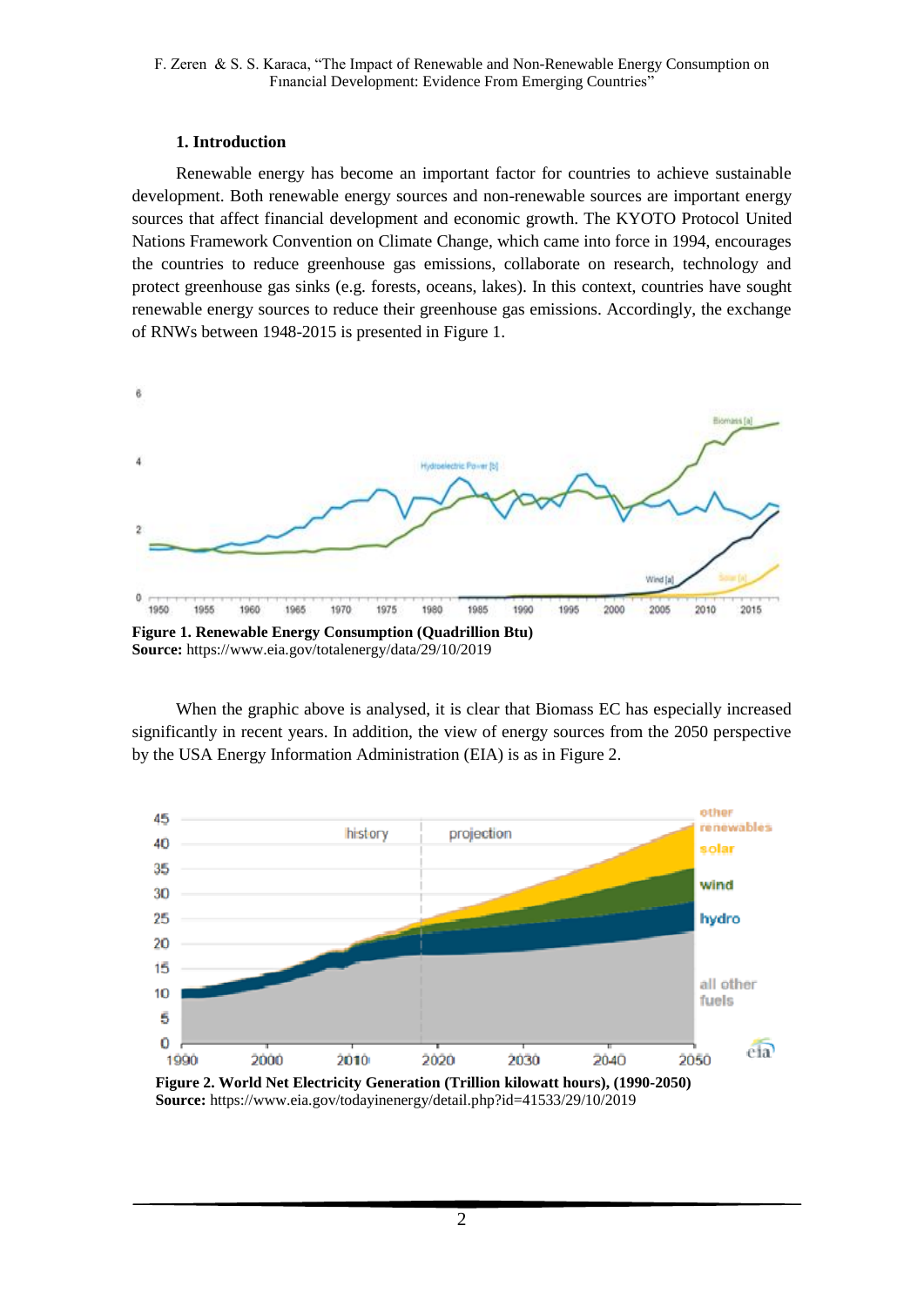## 1. Introduction

Renewable energy has become an important factor for countries to achieve sustainable development. Both renewable energy sources and non-renewable sources are important energy sources that affect financial development and economic growth. The KYOTO Protocol United Nations Framework Convention on Climate Change, which came into force in 1994, encourages the countries to reduce greenhouse gas emissions, collaborate on research, technology and protect greenhouse gas sinks (e.g. forests, oceans, lakes). In this context, countries have sought renewable energy sources to reduce their greenhouse gas emissions. Accordingly, the exchange of RNWs between 1948-2015 is presented in Figure 1.

**Figure 1. Renewable Energy Consumption (Quadrillion Btu)**
**Source:** https://www.eia.gov/totalenergy/data/29/10/2019

When the graphic above is analysed, it is clear that Biomass EC has especially increased significantly in recent years. In addition, the view of energy sources from the 2050 perspective by the USA Energy Information Administration (EIA) is as in Figure 2.

**Figure 2. World Net Electricity Generation (Trillion kilowatt hours), (1990-2050)**
**Source:** https://www.eia.gov/todayinenergy/detail.php?id=41533/29/10/2019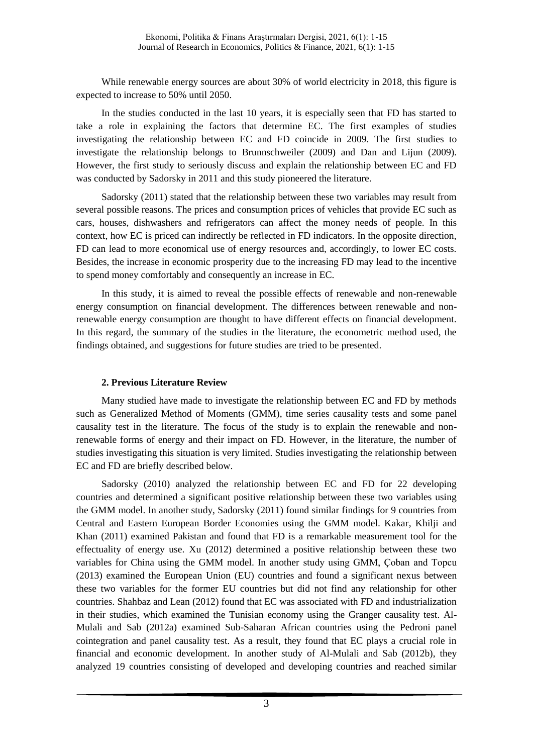While renewable energy sources are about 30% of world electricity in 2018, this figure is expected to increase to 50% until 2050.

In the studies conducted in the last 10 years, it is especially seen that FD has started to take a role in explaining the factors that determine EC. The first examples of studies investigating the relationship between EC and FD coincide in 2009. The first studies to investigate the relationship belongs to Brunnschweiler (2009) and Dan and Lijun (2009). However, the first study to seriously discuss and explain the relationship between EC and FD was conducted by Sadorsky in 2011 and this study pioneered the literature.

Sadorsky (2011) stated that the relationship between these two variables may result from several possible reasons. The prices and consumption prices of vehicles that provide EC such as cars, houses, dishwashers and refrigerators can affect the money needs of people. In this context, how EC is priced can indirectly be reflected in FD indicators. In the opposite direction, FD can lead to more economical use of energy resources and, accordingly, to lower EC costs. Besides, the increase in economic prosperity due to the increasing FD may lead to the incentive to spend money comfortably and consequently an increase in EC.

In this study, it is aimed to reveal the possible effects of renewable and non-renewable energy consumption on financial development. The differences between renewable and non-renewable energy consumption are thought to have different effects on financial development. In this regard, the summary of the studies in the literature, the econometric method used, the findings obtained, and suggestions for future studies are tried to be presented.

## 2. Previous Literature Review

Many studied have made to investigate the relationship between EC and FD by methods such as Generalized Method of Moments (GMM), time series causality tests and some panel causality test in the literature. The focus of the study is to explain the renewable and non-renewable forms of energy and their impact on FD. However, in the literature, the number of studies investigating this situation is very limited. Studies investigating the relationship between EC and FD are briefly described below.

Sadorsky (2010) analyzed the relationship between EC and FD for 22 developing countries and determined a significant positive relationship between these two variables using the GMM model. In another study, Sadorsky (2011) found similar findings for 9 countries from Central and Eastern European Border Economies using the GMM model. Kakar, Khilji and Khan (2011) examined Pakistan and found that FD is a remarkable measurement tool for the effectuality of energy use. Xu (2012) determined a positive relationship between these two variables for China using the GMM model. In another study using GMM, Çoban and Topcu (2013) examined the European Union (EU) countries and found a significant nexus between these two variables for the former EU countries but did not find any relationship for other countries. Shahbaz and Lean (2012) found that EC was associated with FD and industrialization in their studies, which examined the Tunisian economy using the Granger causality test. Al-Mulali and Sab (2012a) examined Sub-Saharan African countries using the Pedroni panel cointegration and panel causality test. As a result, they found that EC plays a crucial role in financial and economic development. In another study of Al-Mulali and Sab (2012b), they analyzed 19 countries consisting of developed and developing countries and reached similar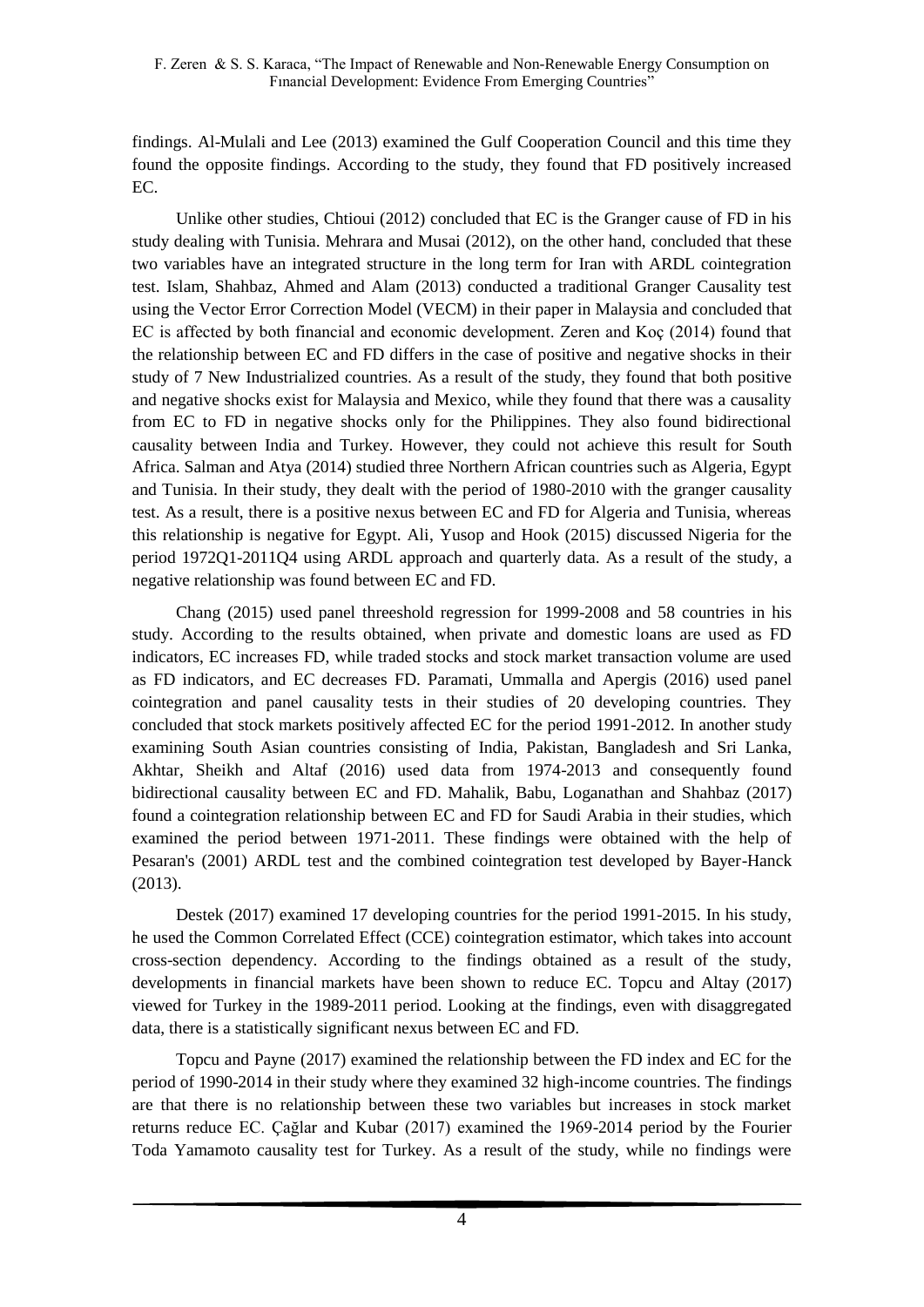findings. Al-Mulali and Lee (2013) examined the Gulf Cooperation Council and this time they found the opposite findings. According to the study, they found that FD positively increased EC.

Unlike other studies, Chtioui (2012) concluded that EC is the Granger cause of FD in his study dealing with Tunisia. Mehrara and Musai (2012), on the other hand, concluded that these two variables have an integrated structure in the long term for Iran with ARDL cointegration test. Islam, Shahbaz, Ahmed and Alam (2013) conducted a traditional Granger Causality test using the Vector Error Correction Model (VECM) in their paper in Malaysia and concluded that EC is affected by both financial and economic development. Zeren and Koç (2014) found that the relationship between EC and FD differs in the case of positive and negative shocks in their study of 7 New Industrialized countries. As a result of the study, they found that both positive and negative shocks exist for Malaysia and Mexico, while they found that there was a causality from EC to FD in negative shocks only for the Philippines. They also found bidirectional causality between India and Turkey. However, they could not achieve this result for South Africa. Salman and Atya (2014) studied three Northern African countries such as Algeria, Egypt and Tunisia. In their study, they dealt with the period of 1980-2010 with the granger causality test. As a result, there is a positive nexus between EC and FD for Algeria and Tunisia, whereas this relationship is negative for Egypt. Ali, Yusop and Hook (2015) discussed Nigeria for the period 1972Q1-2011Q4 using ARDL approach and quarterly data. As a result of the study, a negative relationship was found between EC and FD.

Chang (2015) used panel threeshold regression for 1999-2008 and 58 countries in his study. According to the results obtained, when private and domestic loans are used as FD indicators, EC increases FD, while traded stocks and stock market transaction volume are used as FD indicators, and EC decreases FD. Paramati, Ummalla and Apergis (2016) used panel cointegration and panel causality tests in their studies of 20 developing countries. They concluded that stock markets positively affected EC for the period 1991-2012. In another study examining South Asian countries consisting of India, Pakistan, Bangladesh and Sri Lanka, Akhtar, Sheikh and Altaf (2016) used data from 1974-2013 and consequently found bidirectional causality between EC and FD. Mahalik, Babu, Loganathan and Shahbaz (2017) found a cointegration relationship between EC and FD for Saudi Arabia in their studies, which examined the period between 1971-2011. These findings were obtained with the help of Pesaran's (2001) ARDL test and the combined cointegration test developed by Bayer-Hanck (2013).

Destek (2017) examined 17 developing countries for the period 1991-2015. In his study, he used the Common Correlated Effect (CCE) cointegration estimator, which takes into account cross-section dependency. According to the findings obtained as a result of the study, developments in financial markets have been shown to reduce EC. Topcu and Altay (2017) viewed for Turkey in the 1989-2011 period. Looking at the findings, even with disaggregated data, there is a statistically significant nexus between EC and FD.

Topcu and Payne (2017) examined the relationship between the FD index and EC for the period of 1990-2014 in their study where they examined 32 high-income countries. The findings are that there is no relationship between these two variables but increases in stock market returns reduce EC. Çağlar and Kubar (2017) examined the 1969-2014 period by the Fourier Toda Yamamoto causality test for Turkey. As a result of the study, while no findings were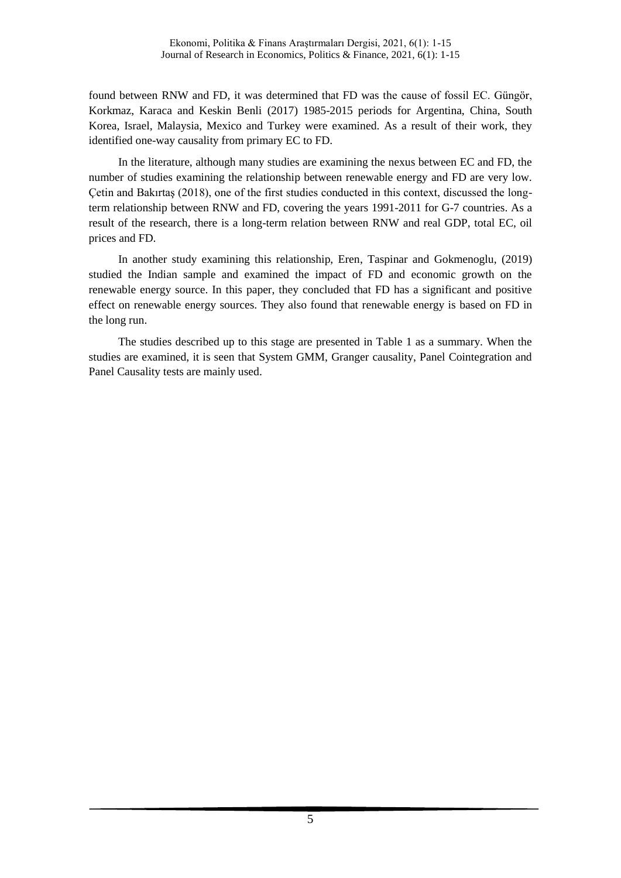found between RNW and FD, it was determined that FD was the cause of fossil EC. Güngör, Korkmaz, Karaca and Keskin Benli (2017) 1985-2015 periods for Argentina, China, South Korea, Israel, Malaysia, Mexico and Turkey were examined. As a result of their work, they identified one-way causality from primary EC to FD.

In the literature, although many studies are examining the nexus between EC and FD, the number of studies examining the relationship between renewable energy and FD are very low. Çetin and Bakırtaş (2018), one of the first studies conducted in this context, discussed the long-term relationship between RNW and FD, covering the years 1991-2011 for G-7 countries. As a result of the research, there is a long-term relation between RNW and real GDP, total EC, oil prices and FD.

In another study examining this relationship, Eren, Taspinar and Gokmenoglu, (2019) studied the Indian sample and examined the impact of FD and economic growth on the renewable energy source. In this paper, they concluded that FD has a significant and positive effect on renewable energy sources. They also found that renewable energy is based on FD in the long run.

The studies described up to this stage are presented in Table 1 as a summary. When the studies are examined, it is seen that System GMM, Granger causality, Panel Cointegration and Panel Causality tests are mainly used.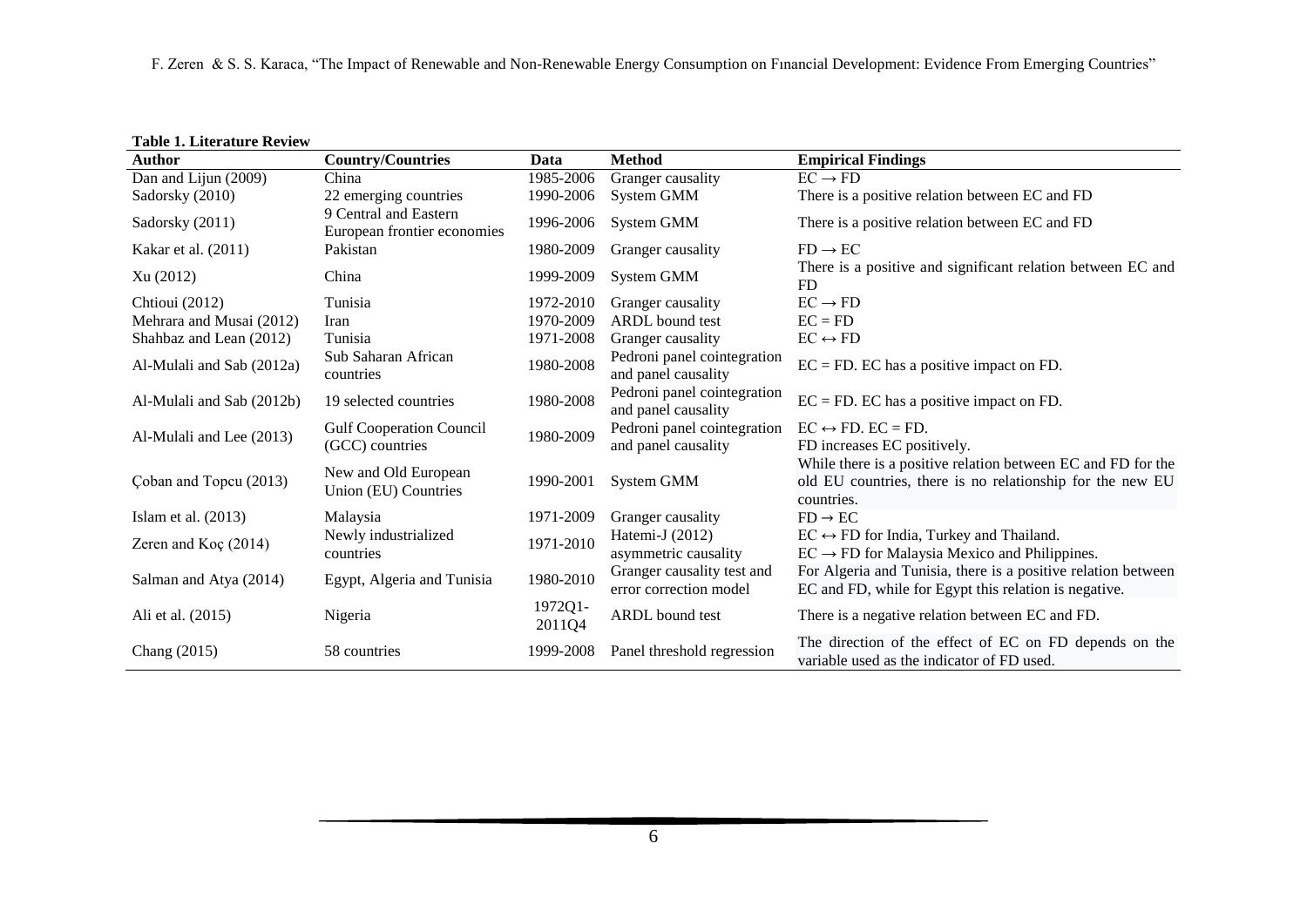**Table 1. Literature Review**

| Author | Country/Countries | Data | Method | Empirical Findings |
|---|---|---|---|---|
| Dan and Lijun (2009) | China | 1985-2006 | Granger causality | EC → FD |
| Sadorsky (2010) | 22 emerging countries | 1990-2006 | System GMM | There is a positive relation between EC and FD |
| Sadorsky (2011) | 9 Central and Eastern European frontier economies | 1996-2006 | System GMM | There is a positive relation between EC and FD |
| Kakar et al. (2011) | Pakistan | 1980-2009 | Granger causality | FD → EC |
| Xu (2012) | China | 1999-2009 | System GMM | There is a positive and significant relation between EC and FD |
| Chtioui (2012) | Tunisia | 1972-2010 | Granger causality | EC → FD |
| Mehrara and Musai (2012) | Iran | 1970-2009 | ARDL bound test | EC = FD |
| Shahbaz and Lean (2012) | Tunisia | 1971-2008 | Granger causality | EC ↔ FD |
| Al-Mulali and Sab (2012a) | Sub Saharan African countries | 1980-2008 | Pedroni panel cointegration and panel causality | EC = FD. EC has a positive impact on FD. |
| Al-Mulali and Sab (2012b) | 19 selected countries | 1980-2008 | Pedroni panel cointegration and panel causality | EC = FD. EC has a positive impact on FD. |
| Al-Mulali and Lee (2013) | Gulf Cooperation Council (GCC) countries | 1980-2009 | Pedroni panel cointegration and panel causality | EC ↔ FD. EC = FD. FD increases EC positively. |
| Çoban and Topcu (2013) | New and Old European Union (EU) Countries | 1990-2001 | System GMM | While there is a positive relation between EC and FD for the old EU countries, there is no relationship for the new EU countries. |
| Islam et al. (2013) | Malaysia | 1971-2009 | Granger causality | FD → EC |
| Zeren and Koç (2014) | Newly industrialized countries | 1971-2010 | Hatemi-J (2012) asymmetric causality | EC ↔ FD for India, Turkey and Thailand. EC → FD for Malaysia Mexico and Philippines. |
| Salman and Atya (2014) | Egypt, Algeria and Tunisia | 1980-2010 | Granger causality test and error correction model | For Algeria and Tunisia, there is a positive relation between EC and FD, while for Egypt this relation is negative. |
| Ali et al. (2015) | Nigeria | 1972Q1-2011Q4 | ARDL bound test | There is a negative relation between EC and FD. |
| Chang (2015) | 58 countries | 1999-2008 | Panel threshold regression | The direction of the effect of EC on FD depends on the variable used as the indicator of FD used. |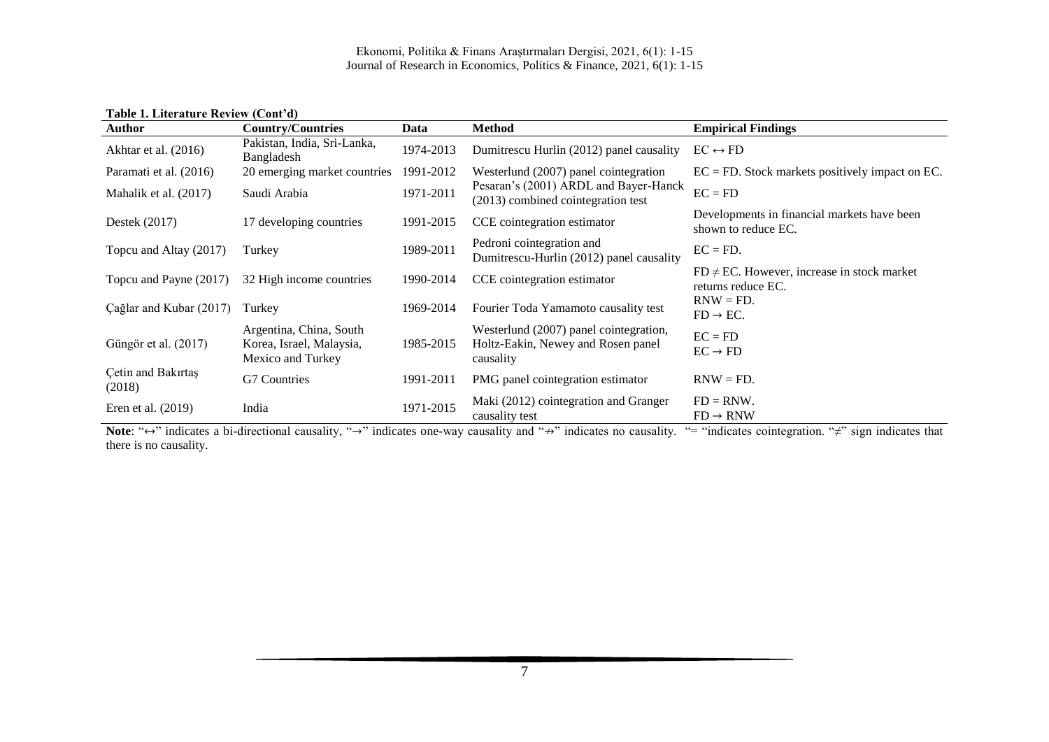**Table 1. Literature Review (Cont'd)**

| Author | Country/Countries | Data | Method | Empirical Findings |
|---|---|---|---|---|
| Akhtar et al. (2016) | Pakistan, India, Sri-Lanka, Bangladesh | 1974-2013 | Dumitrescu Hurlin (2012) panel causality | EC ↔ FD |
| Paramati et al. (2016) | 20 emerging market countries | 1991-2012 | Westerlund (2007) panel cointegration | EC = FD. Stock markets positively impact on EC. |
| Mahalik et al. (2017) | Saudi Arabia | 1971-2011 | Pesaran's (2001) ARDL and Bayer-Hanck (2013) combined cointegration test | EC = FD |
| Destek (2017) | 17 developing countries | 1991-2015 | CCE cointegration estimator | Developments in financial markets have been shown to reduce EC. |
| Topcu and Altay (2017) | Turkey | 1989-2011 | Pedroni cointegration and Dumitrescu-Hurlin (2012) panel causality | EC = FD. |
| Topcu and Payne (2017) | 32 High income countries | 1990-2014 | CCE cointegration estimator | FD ≠ EC. However, increase in stock market returns reduce EC. |
| Çağlar and Kubar (2017) | Turkey | 1969-2014 | Fourier Toda Yamamoto causality test | RNW = FD.<br>FD → EC. |
| Güngör et al. (2017) | Argentina, China, South Korea, Israel, Malaysia, Mexico and Turkey | 1985-2015 | Westerlund (2007) panel cointegration, Holtz-Eakin, Newey and Rosen panel causality | EC = FD<br>EC → FD |
| Çetin and Bakırtaş (2018) | G7 Countries | 1991-2011 | PMG panel cointegration estimator | RNW = FD. |
| Eren et al. (2019) | India | 1971-2015 | Maki (2012) cointegration and Granger causality test | FD = RNW.<br>FD → RNW |

**Note**: "↔" indicates a bi-directional causality, "→" indicates one-way causality and "↛" indicates no causality. "= "indicates cointegration. "≠" sign indicates that there is no causality.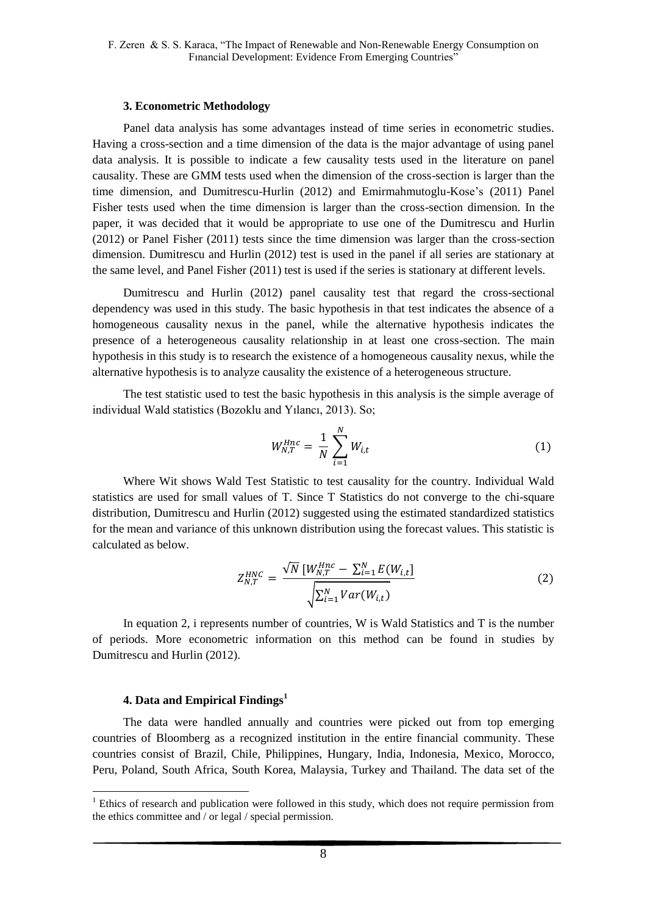### 3. Econometric Methodology

Panel data analysis has some advantages instead of time series in econometric studies. Having a cross-section and a time dimension of the data is the major advantage of using panel data analysis. It is possible to indicate a few causality tests used in the literature on panel causality. These are GMM tests used when the dimension of the cross-section is larger than the time dimension, and Dumitrescu-Hurlin (2012) and Emirmahmutoglu-Kose's (2011) Panel Fisher tests used when the time dimension is larger than the cross-section dimension. In the paper, it was decided that it would be appropriate to use one of the Dumitrescu and Hurlin (2012) or Panel Fisher (2011) tests since the time dimension was larger than the cross-section dimension. Dumitrescu and Hurlin (2012) test is used in the panel if all series are stationary at the same level, and Panel Fisher (2011) test is used if the series is stationary at different levels.

Dumitrescu and Hurlin (2012) panel causality test that regard the cross-sectional dependency was used in this study. The basic hypothesis in that test indicates the absence of a homogeneous causality nexus in the panel, while the alternative hypothesis indicates the presence of a heterogeneous causality relationship in at least one cross-section. The main hypothesis in this study is to research the existence of a homogeneous causality nexus, while the alternative hypothesis is to analyze causality the existence of a heterogeneous structure.

The test statistic used to test the basic hypothesis in this analysis is the simple average of individual Wald statistics (Bozoklu and Yılancı, 2013). So;

$$W_{N,T}^{Hnc} = \frac{1}{N} \sum_{i=1}^{N} W_{i,t} \quad (1)$$

Where Wit shows Wald Test Statistic to test causality for the country. Individual Wald statistics are used for small values of T. Since T Statistics do not converge to the chi-square distribution, Dumitrescu and Hurlin (2012) suggested using the estimated standardized statistics for the mean and variance of this unknown distribution using the forecast values. This statistic is calculated as below.

$$Z_{N,T}^{HNC} = \frac{\sqrt{N}\,[W_{N,T}^{Hnc} - \sum_{i=1}^{N} E(W_{i,t}]}{\sqrt{\sum_{i=1}^{N} Var(W_{i,t})}} \quad (2)$$

In equation 2, i represents number of countries, W is Wald Statistics and T is the number of periods. More econometric information on this method can be found in studies by Dumitrescu and Hurlin (2012).

### 4. Data and Empirical Findings[1]

The data were handled annually and countries were picked out from top emerging countries of Bloomberg as a recognized institution in the entire financial community. These countries consist of Brazil, Chile, Philippines, Hungary, India, Indonesia, Mexico, Morocco, Peru, Poland, South Africa, South Korea, Malaysia, Turkey and Thailand. The data set of the

[1] Ethics of research and publication were followed in this study, which does not require permission from the ethics committee and / or legal / special permission.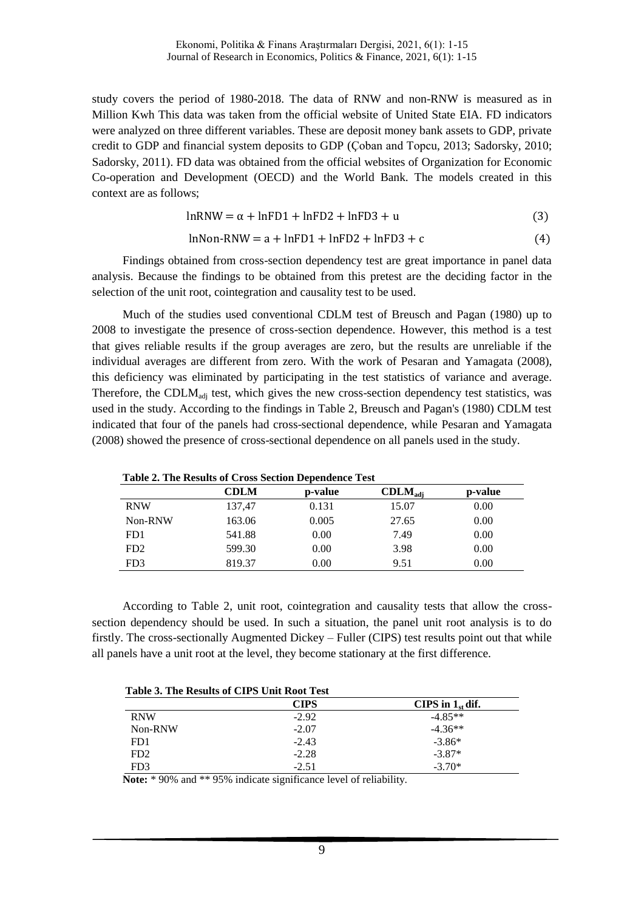study covers the period of 1980-2018. The data of RNW and non-RNW is measured as in Million Kwh This data was taken from the official website of United State EIA. FD indicators were analyzed on three different variables. These are deposit money bank assets to GDP, private credit to GDP and financial system deposits to GDP (Çoban and Topcu, 2013; Sadorsky, 2010; Sadorsky, 2011). FD data was obtained from the official websites of Organization for Economic Co-operation and Development (OECD) and the World Bank. The models created in this context are as follows;

$$\ln\text{RNW} = \alpha + \ln\text{FD1} + \ln\text{FD2} + \ln\text{FD3} + \text{u} \tag{3}$$

$$\ln\text{Non-RNW} = \text{a} + \ln\text{FD1} + \ln\text{FD2} + \ln\text{FD3} + \text{c} \tag{4}$$

Findings obtained from cross-section dependency test are great importance in panel data analysis. Because the findings to be obtained from this pretest are the deciding factor in the selection of the unit root, cointegration and causality test to be used.

Much of the studies used conventional CDLM test of Breusch and Pagan (1980) up to 2008 to investigate the presence of cross-section dependence. However, this method is a test that gives reliable results if the group averages are zero, but the results are unreliable if the individual averages are different from zero. With the work of Pesaran and Yamagata (2008), this deficiency was eliminated by participating in the test statistics of variance and average. Therefore, the $\text{CDLM}_{adj}$ test, which gives the new cross-section dependency test statistics, was used in the study. According to the findings in Table 2, Breusch and Pagan's (1980) CDLM test indicated that four of the panels had cross-sectional dependence, while Pesaran and Yamagata (2008) showed the presence of cross-sectional dependence on all panels used in the study.

**Table 2. The Results of Cross Section Dependence Test**

| | CDLM | p-value | $\text{CDLM}_{adj}$ | p-value |
|---|---|---|---|---|
| RNW | 137,47 | 0.131 | 15.07 | 0.00 |
| Non-RNW | 163.06 | 0.005 | 27.65 | 0.00 |
| FD1 | 541.88 | 0.00 | 7.49 | 0.00 |
| FD2 | 599.30 | 0.00 | 3.98 | 0.00 |
| FD3 | 819.37 | 0.00 | 9.51 | 0.00 |

According to Table 2, unit root, cointegration and causality tests that allow the cross-section dependency should be used. In such a situation, the panel unit root analysis is to do firstly. The cross-sectionally Augmented Dickey – Fuller (CIPS) test results point out that while all panels have a unit root at the level, they become stationary at the first difference.

**Table 3. The Results of CIPS Unit Root Test**

| | CIPS | CIPS in $1_{st}$ dif. |
|---|---|---|
| RNW | -2.92 | -4.85** |
| Non-RNW | -2.07 | -4.36** |
| FD1 | -2.43 | -3.86* |
| FD2 | -2.28 | -3.87* |
| FD3 | -2.51 | -3.70* |

**Note:** * 90% and ** 95% indicate significance level of reliability.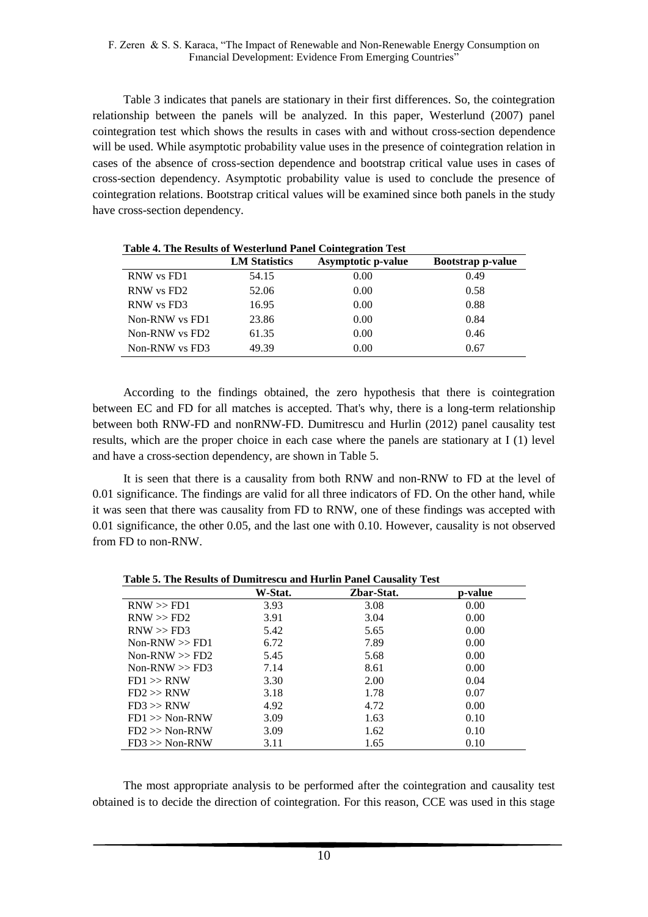Table 3 indicates that panels are stationary in their first differences. So, the cointegration relationship between the panels will be analyzed. In this paper, Westerlund (2007) panel cointegration test which shows the results in cases with and without cross-section dependence will be used. While asymptotic probability value uses in the presence of cointegration relation in cases of the absence of cross-section dependence and bootstrap critical value uses in cases of cross-section dependency. Asymptotic probability value is used to conclude the presence of cointegration relations. Bootstrap critical values will be examined since both panels in the study have cross-section dependency.

**Table 4. The Results of Westerlund Panel Cointegration Test**

| | LM Statistics | Asymptotic p-value | Bootstrap p-value |
|---|---|---|---|
| RNW vs FD1 | 54.15 | 0.00 | 0.49 |
| RNW vs FD2 | 52.06 | 0.00 | 0.58 |
| RNW vs FD3 | 16.95 | 0.00 | 0.88 |
| Non-RNW vs FD1 | 23.86 | 0.00 | 0.84 |
| Non-RNW vs FD2 | 61.35 | 0.00 | 0.46 |
| Non-RNW vs FD3 | 49.39 | 0.00 | 0.67 |

According to the findings obtained, the zero hypothesis that there is cointegration between EC and FD for all matches is accepted. That's why, there is a long-term relationship between both RNW-FD and nonRNW-FD. Dumitrescu and Hurlin (2012) panel causality test results, which are the proper choice in each case where the panels are stationary at I (1) level and have a cross-section dependency, are shown in Table 5.

It is seen that there is a causality from both RNW and non-RNW to FD at the level of 0.01 significance. The findings are valid for all three indicators of FD. On the other hand, while it was seen that there was causality from FD to RNW, one of these findings was accepted with 0.01 significance, the other 0.05, and the last one with 0.10. However, causality is not observed from FD to non-RNW.

**Table 5. The Results of Dumitrescu and Hurlin Panel Causality Test**

| | W-Stat. | Zbar-Stat. | p-value |
|---|---|---|---|
| RNW >> FD1 | 3.93 | 3.08 | 0.00 |
| RNW >> FD2 | 3.91 | 3.04 | 0.00 |
| RNW >> FD3 | 5.42 | 5.65 | 0.00 |
| Non-RNW >> FD1 | 6.72 | 7.89 | 0.00 |
| Non-RNW >> FD2 | 5.45 | 5.68 | 0.00 |
| Non-RNW >> FD3 | 7.14 | 8.61 | 0.00 |
| FD1 >> RNW | 3.30 | 2.00 | 0.04 |
| FD2 >> RNW | 3.18 | 1.78 | 0.07 |
| FD3 >> RNW | 4.92 | 4.72 | 0.00 |
| FD1 >> Non-RNW | 3.09 | 1.63 | 0.10 |
| FD2 >> Non-RNW | 3.09 | 1.62 | 0.10 |
| FD3 >> Non-RNW | 3.11 | 1.65 | 0.10 |

The most appropriate analysis to be performed after the cointegration and causality test obtained is to decide the direction of cointegration. For this reason, CCE was used in this stage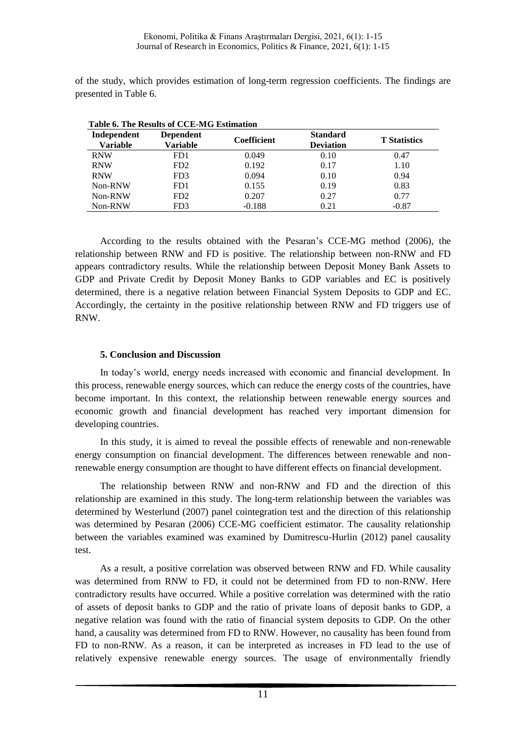of the study, which provides estimation of long-term regression coefficients. The findings are presented in Table 6.

**Table 6. The Results of CCE-MG Estimation**

| Independent Variable | Dependent Variable | Coefficient | Standard Deviation | T Statistics |
|---|---|---|---|---|
| RNW | FD1 | 0.049 | 0.10 | 0.47 |
| RNW | FD2 | 0.192 | 0.17 | 1.10 |
| RNW | FD3 | 0.094 | 0.10 | 0.94 |
| Non-RNW | FD1 | 0.155 | 0.19 | 0.83 |
| Non-RNW | FD2 | 0.207 | 0.27 | 0.77 |
| Non-RNW | FD3 | -0.188 | 0.21 | -0.87 |

According to the results obtained with the Pesaran's CCE-MG method (2006), the relationship between RNW and FD is positive. The relationship between non-RNW and FD appears contradictory results. While the relationship between Deposit Money Bank Assets to GDP and Private Credit by Deposit Money Banks to GDP variables and EC is positively determined, there is a negative relation between Financial System Deposits to GDP and EC. Accordingly, the certainty in the positive relationship between RNW and FD triggers use of RNW.

## 5. Conclusion and Discussion

In today's world, energy needs increased with economic and financial development. In this process, renewable energy sources, which can reduce the energy costs of the countries, have become important. In this context, the relationship between renewable energy sources and economic growth and financial development has reached very important dimension for developing countries.

In this study, it is aimed to reveal the possible effects of renewable and non-renewable energy consumption on financial development. The differences between renewable and non-renewable energy consumption are thought to have different effects on financial development.

The relationship between RNW and non-RNW and FD and the direction of this relationship are examined in this study. The long-term relationship between the variables was determined by Westerlund (2007) panel cointegration test and the direction of this relationship was determined by Pesaran (2006) CCE-MG coefficient estimator. The causality relationship between the variables examined was examined by Dumitrescu-Hurlin (2012) panel causality test.

As a result, a positive correlation was observed between RNW and FD. While causality was determined from RNW to FD, it could not be determined from FD to non-RNW. Here contradictory results have occurred. While a positive correlation was determined with the ratio of assets of deposit banks to GDP and the ratio of private loans of deposit banks to GDP, a negative relation was found with the ratio of financial system deposits to GDP. On the other hand, a causality was determined from FD to RNW. However, no causality has been found from FD to non-RNW. As a reason, it can be interpreted as increases in FD lead to the use of relatively expensive renewable energy sources. The usage of environmentally friendly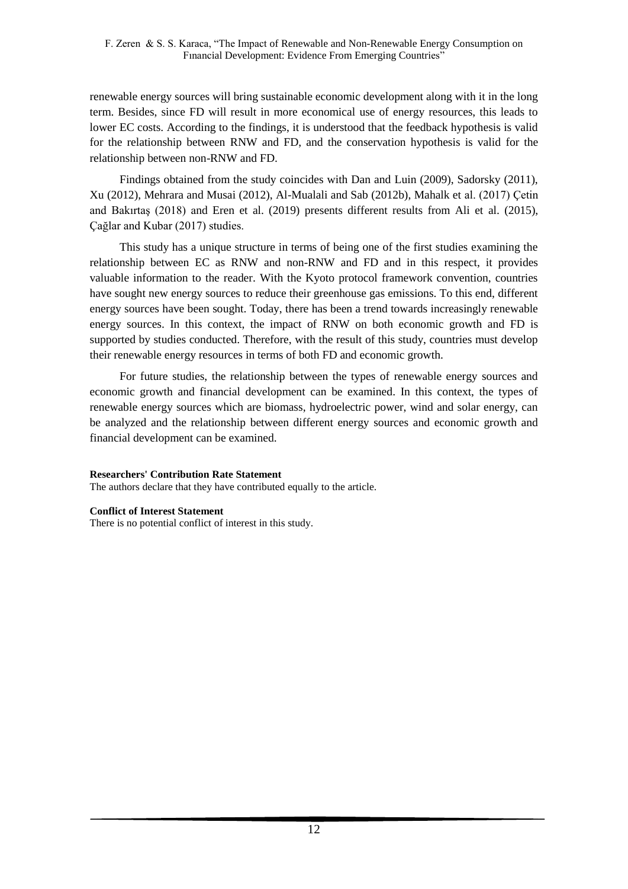renewable energy sources will bring sustainable economic development along with it in the long term. Besides, since FD will result in more economical use of energy resources, this leads to lower EC costs. According to the findings, it is understood that the feedback hypothesis is valid for the relationship between RNW and FD, and the conservation hypothesis is valid for the relationship between non-RNW and FD.

Findings obtained from the study coincides with Dan and Luin (2009), Sadorsky (2011), Xu (2012), Mehrara and Musai (2012), Al-Mualali and Sab (2012b), Mahalk et al. (2017) Çetin and Bakırtaş (2018) and Eren et al. (2019) presents different results from Ali et al. (2015), Çağlar and Kubar (2017) studies.

This study has a unique structure in terms of being one of the first studies examining the relationship between EC as RNW and non-RNW and FD and in this respect, it provides valuable information to the reader. With the Kyoto protocol framework convention, countries have sought new energy sources to reduce their greenhouse gas emissions. To this end, different energy sources have been sought. Today, there has been a trend towards increasingly renewable energy sources. In this context, the impact of RNW on both economic growth and FD is supported by studies conducted. Therefore, with the result of this study, countries must develop their renewable energy resources in terms of both FD and economic growth.

For future studies, the relationship between the types of renewable energy sources and economic growth and financial development can be examined. In this context, the types of renewable energy sources which are biomass, hydroelectric power, wind and solar energy, can be analyzed and the relationship between different energy sources and economic growth and financial development can be examined.

**Researchers' Contribution Rate Statement**

The authors declare that they have contributed equally to the article.

**Conflict of Interest Statement**

There is no potential conflict of interest in this study.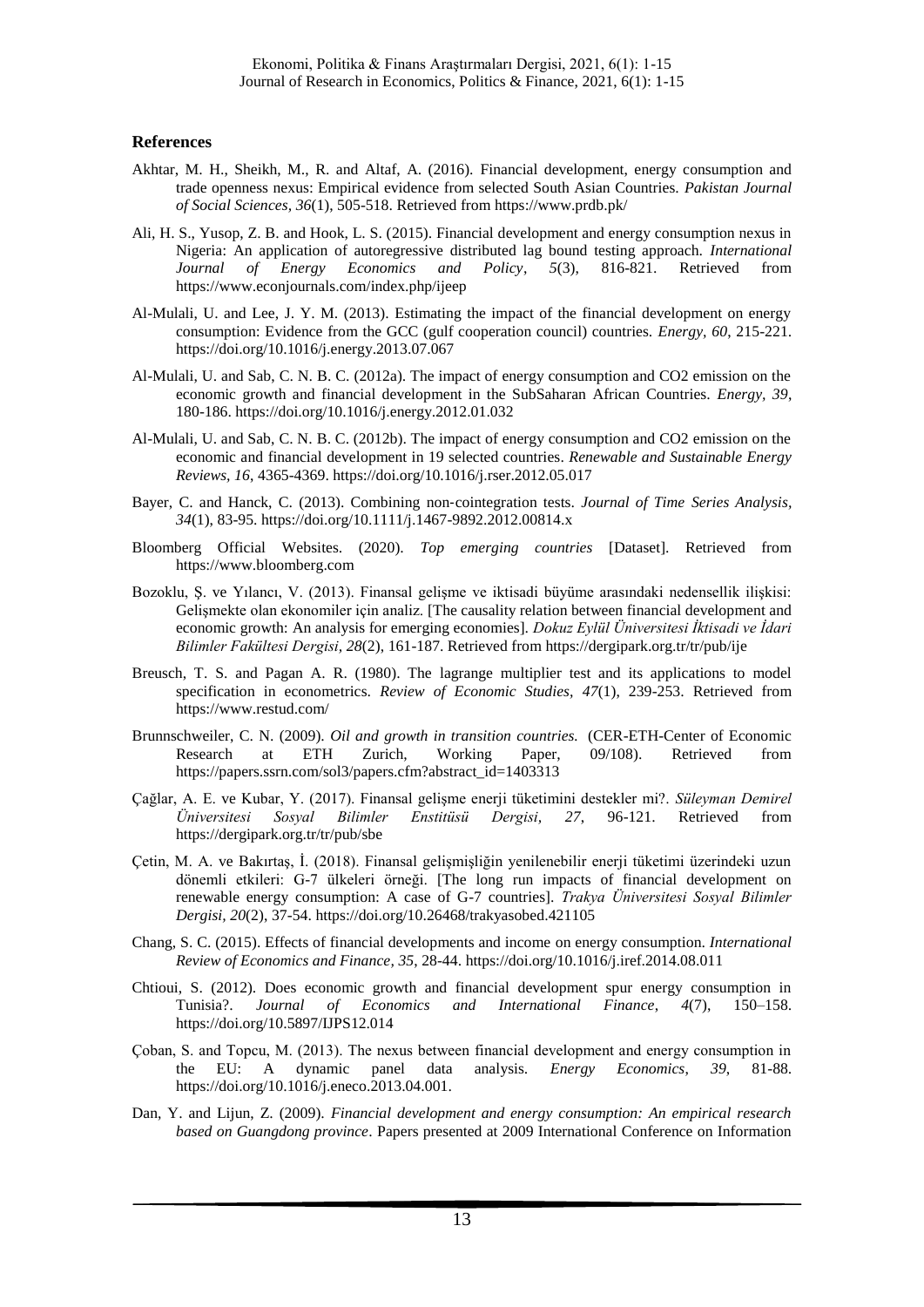## References

Akhtar, M. H., Sheikh, M., R. and Altaf, A. (2016). Financial development, energy consumption and trade openness nexus: Empirical evidence from selected South Asian Countries. *Pakistan Journal of Social Sciences, 36*(1), 505-518. Retrieved from https://www.prdb.pk/

Ali, H. S., Yusop, Z. B. and Hook, L. S. (2015). Financial development and energy consumption nexus in Nigeria: An application of autoregressive distributed lag bound testing approach. *International Journal of Energy Economics and Policy*, *5*(3), 816-821. Retrieved from https://www.econjournals.com/index.php/ijeep

Al-Mulali, U. and Lee, J. Y. M. (2013). Estimating the impact of the financial development on energy consumption: Evidence from the GCC (gulf cooperation council) countries. *Energy, 60*, 215-221. https://doi.org/10.1016/j.energy.2013.07.067

Al-Mulali, U. and Sab, C. N. B. C. (2012a). The impact of energy consumption and CO2 emission on the economic growth and financial development in the SubSaharan African Countries. *Energy, 39*, 180-186. https://doi.org/10.1016/j.energy.2012.01.032

Al-Mulali, U. and Sab, C. N. B. C. (2012b). The impact of energy consumption and CO2 emission on the economic and financial development in 19 selected countries. *Renewable and Sustainable Energy Reviews, 16*, 4365-4369. https://doi.org/10.1016/j.rser.2012.05.017

Bayer, C. and Hanck, C. (2013). Combining non‐cointegration tests. *Journal of Time Series Analysis*, *34*(1), 83-95. https://doi.org/10.1111/j.1467-9892.2012.00814.x

Bloomberg Official Websites. (2020). *Top emerging countries* [Dataset]. Retrieved from https://www.bloomberg.com

Bozoklu, Ş. ve Yılancı, V. (2013). Finansal gelişme ve iktisadi büyüme arasındaki nedensellik ilişkisi: Gelişmekte olan ekonomiler için analiz. [The causality relation between financial development and economic growth: An analysis for emerging economies]. *Dokuz Eylül Üniversitesi İktisadi ve İdari Bilimler Fakültesi Dergisi, 28*(2), 161-187. Retrieved from https://dergipark.org.tr/tr/pub/ije

Breusch, T. S. and Pagan A. R. (1980). The lagrange multiplier test and its applications to model specification in econometrics. *Review of Economic Studies, 47*(1), 239-253. Retrieved from https://www.restud.com/

Brunnschweiler, C. N. (2009). *Oil and growth in transition countries.* (CER-ETH-Center of Economic Research at ETH Zurich, Working Paper, 09/108). Retrieved from https://papers.ssrn.com/sol3/papers.cfm?abstract_id=1403313

Çağlar, A. E. ve Kubar, Y. (2017). Finansal gelişme enerji tüketimini destekler mi?. *Süleyman Demirel Üniversitesi Sosyal Bilimler Enstitüsü Dergisi, 27*, 96-121. Retrieved from https://dergipark.org.tr/tr/pub/sbe

Çetin, M. A. ve Bakırtaş, İ. (2018). Finansal gelişmişliğin yenilenebilir enerji tüketimi üzerindeki uzun dönemli etkileri: G-7 ülkeleri örneği. [The long run impacts of financial development on renewable energy consumption: A case of G-7 countries]. *Trakya Üniversitesi Sosyal Bilimler Dergisi, 20*(2), 37-54. https://doi.org/10.26468/trakyasobed.421105

Chang, S. C. (2015). Effects of financial developments and income on energy consumption. *International Review of Economics and Finance, 35*, 28-44. https://doi.org/10.1016/j.iref.2014.08.011

Chtioui, S. (2012). Does economic growth and financial development spur energy consumption in Tunisia?. *Journal of Economics and International Finance*, *4*(7), 150–158. https://doi.org/10.5897/IJPS12.014

Çoban, S. and Topcu, M. (2013). The nexus between financial development and energy consumption in the EU: A dynamic panel data analysis. *Energy Economics*, *39*, 81-88. https://doi.org/10.1016/j.eneco.2013.04.001.

Dan, Y. and Lijun, Z. (2009). *Financial development and energy consumption: An empirical research based on Guangdong province*. Papers presented at 2009 International Conference on Information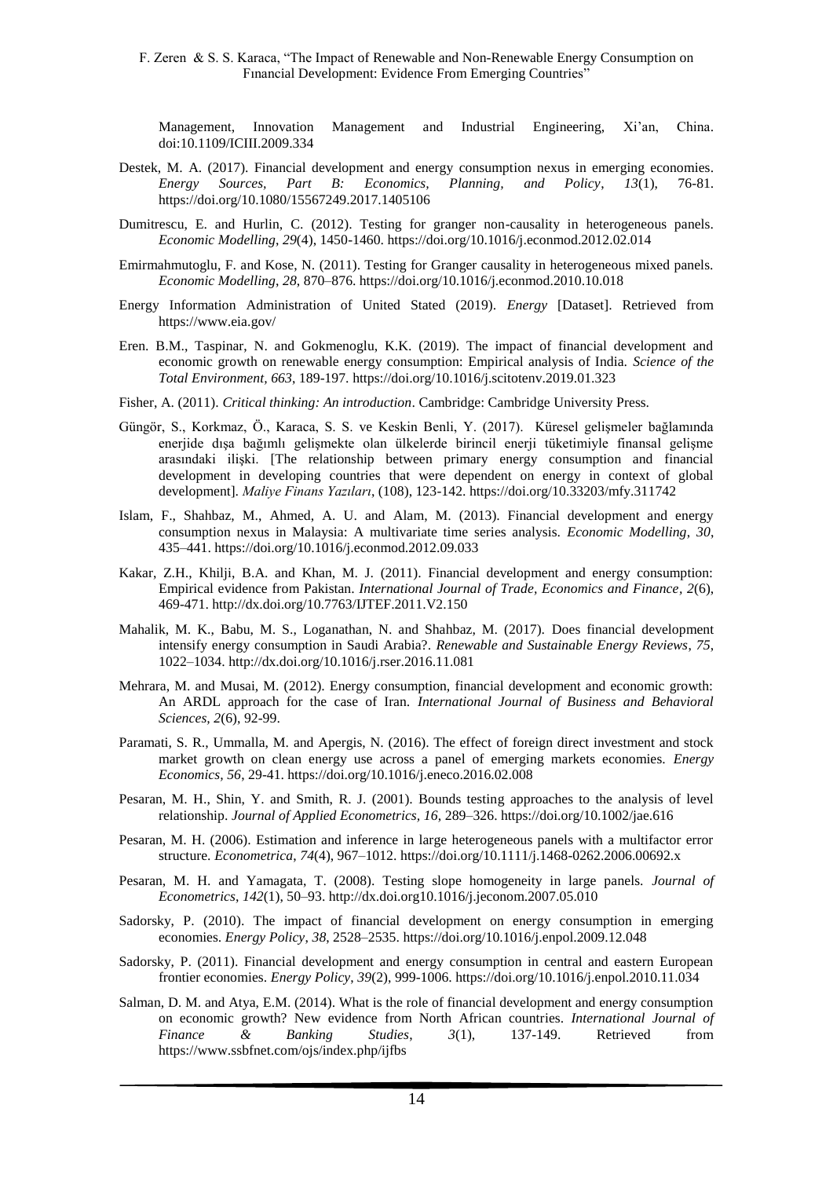Management, Innovation Management and Industrial Engineering, Xi'an, China. doi:10.1109/ICIII.2009.334

Destek, M. A. (2017). Financial development and energy consumption nexus in emerging economies. *Energy Sources, Part B: Economics, Planning, and Policy*, *13*(1), 76-81. https://doi.org/10.1080/15567249.2017.1405106

Dumitrescu, E. and Hurlin, C. (2012). Testing for granger non-causality in heterogeneous panels. *Economic Modelling*, *29*(4), 1450-1460. https://doi.org/10.1016/j.econmod.2012.02.014

Emirmahmutoglu, F. and Kose, N. (2011). Testing for Granger causality in heterogeneous mixed panels. *Economic Modelling*, *28*, 870–876. https://doi.org/10.1016/j.econmod.2010.10.018

Energy Information Administration of United Stated (2019). *Energy* [Dataset]. Retrieved from https://www.eia.gov/

Eren. B.M., Taspinar, N. and Gokmenoglu, K.K. (2019). The impact of financial development and economic growth on renewable energy consumption: Empirical analysis of India. *Science of the Total Environment, 663*, 189-197. https://doi.org/10.1016/j.scitotenv.2019.01.323

Fisher, A. (2011). *Critical thinking: An introduction*. Cambridge: Cambridge University Press.

Güngör, S., Korkmaz, Ö., Karaca, S. S. ve Keskin Benli, Y. (2017). Küresel gelişmeler bağlamında enerjide dışa bağımlı gelişmekte olan ülkelerde birincil enerji tüketimiyle finansal gelişme arasındaki ilişki. [The relationship between primary energy consumption and financial development in developing countries that were dependent on energy in context of global development]. *Maliye Finans Yazıları*, (108), 123-142. https://doi.org/10.33203/mfy.311742

Islam, F., Shahbaz, M., Ahmed, A. U. and Alam, M. (2013). Financial development and energy consumption nexus in Malaysia: A multivariate time series analysis. *Economic Modelling, 30*, 435–441. https://doi.org/10.1016/j.econmod.2012.09.033

Kakar, Z.H., Khilji, B.A. and Khan, M. J. (2011). Financial development and energy consumption: Empirical evidence from Pakistan. *International Journal of Trade, Economics and Finance, 2*(6), 469-471. http://dx.doi.org/10.7763/IJTEF.2011.V2.150

Mahalik, M. K., Babu, M. S., Loganathan, N. and Shahbaz, M. (2017). Does financial development intensify energy consumption in Saudi Arabia?. *Renewable and Sustainable Energy Reviews*, *75*, 1022–1034. http://dx.doi.org/10.1016/j.rser.2016.11.081

Mehrara, M. and Musai, M. (2012). Energy consumption, financial development and economic growth: An ARDL approach for the case of Iran. *International Journal of Business and Behavioral Sciences, 2*(6), 92-99.

Paramati, S. R., Ummalla, M. and Apergis, N. (2016). The effect of foreign direct investment and stock market growth on clean energy use across a panel of emerging markets economies. *Energy Economics, 56*, 29-41. https://doi.org/10.1016/j.eneco.2016.02.008

Pesaran, M. H., Shin, Y. and Smith, R. J. (2001). Bounds testing approaches to the analysis of level relationship. *Journal of Applied Econometrics, 16*, 289–326. https://doi.org/10.1002/jae.616

Pesaran, M. H. (2006). Estimation and inference in large heterogeneous panels with a multifactor error structure. *Econometrica, 74*(4), 967–1012. https://doi.org/10.1111/j.1468-0262.2006.00692.x

Pesaran, M. H. and Yamagata, T. (2008). Testing slope homogeneity in large panels. *Journal of Econometrics*, *142*(1), 50–93. http://dx.doi.org10.1016/j.jeconom.2007.05.010

Sadorsky, P. (2010). The impact of financial development on energy consumption in emerging economies. *Energy Policy, 38*, 2528–2535. https://doi.org/10.1016/j.enpol.2009.12.048

Sadorsky, P. (2011). Financial development and energy consumption in central and eastern European frontier economies. *Energy Policy, 39*(2), 999-1006. https://doi.org/10.1016/j.enpol.2010.11.034

Salman, D. M. and Atya, E.M. (2014). What is the role of financial development and energy consumption on economic growth? New evidence from North African countries. *International Journal of Finance & Banking Studies*, *3*(1), 137-149. Retrieved from https://www.ssbfnet.com/ojs/index.php/ijfbs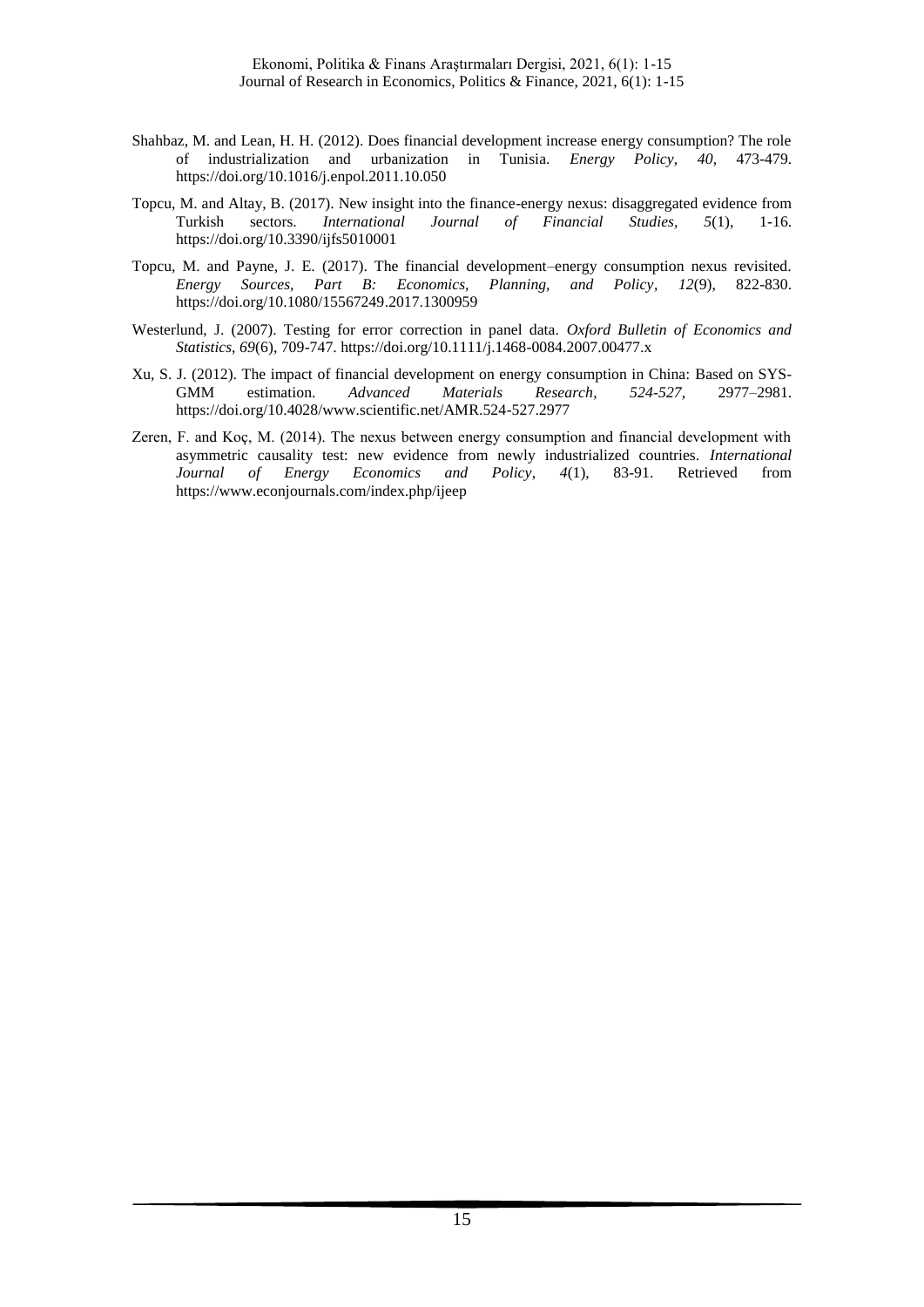Shahbaz, M. and Lean, H. H. (2012). Does financial development increase energy consumption? The role of industrialization and urbanization in Tunisia. *Energy Policy*, *40,* 473-479. https://doi.org/10.1016/j.enpol.2011.10.050

Topcu, M. and Altay, B. (2017). New insight into the finance-energy nexus: disaggregated evidence from Turkish sectors. *International Journal of Financial Studies*, *5*(1), 1-16. https://doi.org/10.3390/ijfs5010001

Topcu, M. and Payne, J. E. (2017). The financial development–energy consumption nexus revisited. *Energy Sources, Part B: Economics, Planning, and Policy*, *12*(9), 822-830. https://doi.org/10.1080/15567249.2017.1300959

Westerlund, J. (2007). Testing for error correction in panel data. *Oxford Bulletin of Economics and Statistics*, *69*(6), 709-747. https://doi.org/10.1111/j.1468-0084.2007.00477.x

Xu, S. J. (2012). The impact of financial development on energy consumption in China: Based on SYS-GMM estimation. *Advanced Materials Research*, *524-527*, 2977–2981. https://doi.org/10.4028/www.scientific.net/AMR.524-527.2977

Zeren, F. and Koç, M. (2014). The nexus between energy consumption and financial development with asymmetric causality test: new evidence from newly industrialized countries. *International Journal of Energy Economics and Policy*, *4*(1), 83-91. Retrieved from https://www.econjournals.com/index.php/ijeep